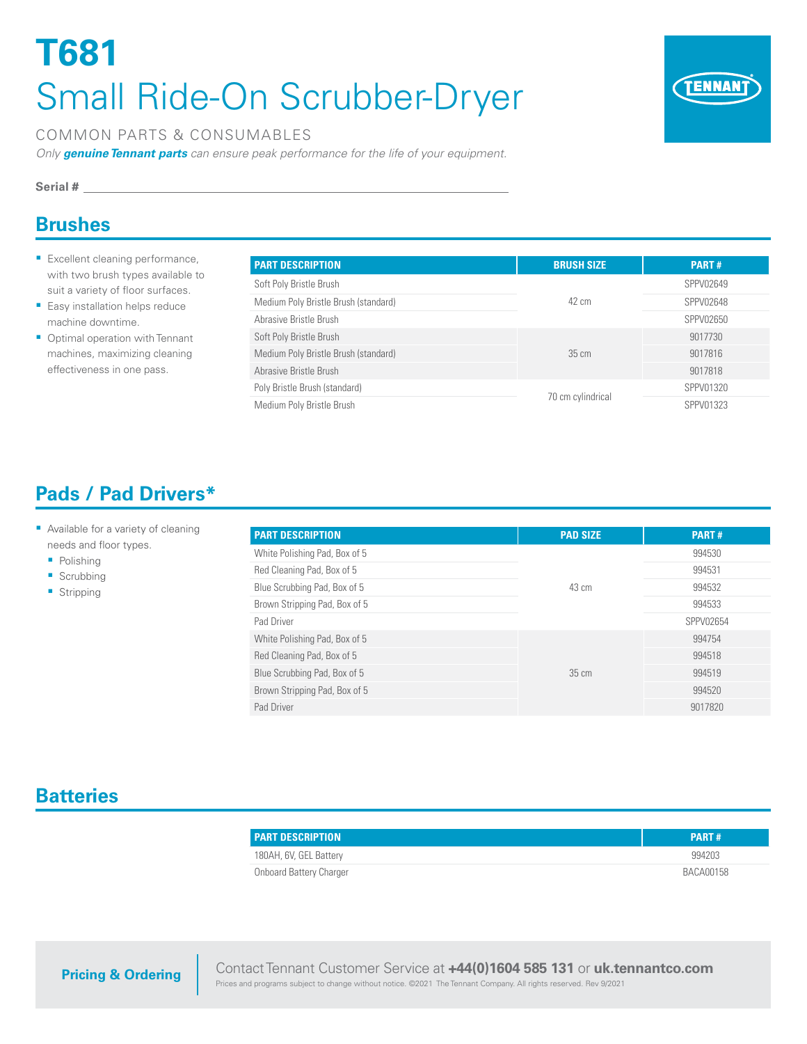# T681

## Small Ride-On Scrubber-Dryer

COMMON PARTS & CONSUMABLES

*Only **genuine Tennant parts** can ensure peak performance for the life of your equipment.*

**Serial #** ______________________________

## Brushes

- Excellent cleaning performance, with two brush types available to suit a variety of floor surfaces.
- Easy installation helps reduce machine downtime.
- Optimal operation with Tennant machines, maximizing cleaning effectiveness in one pass.

| PART DESCRIPTION | BRUSH SIZE | PART # |
|---|---|---|
| Soft Poly Bristle Brush | 42 cm | SPPV02649 |
| Medium Poly Bristle Brush (standard) | | SPPV02648 |
| Abrasive Bristle Brush | | SPPV02650 |
| Soft Poly Bristle Brush | 35 cm | 9017730 |
| Medium Poly Bristle Brush (standard) | | 9017816 |
| Abrasive Bristle Brush | | 9017818 |
| Poly Bristle Brush (standard) | 70 cm cylindrical | SPPV01320 |
| Medium Poly Bristle Brush | | SPPV01323 |

## Pads / Pad Drivers*

- Available for a variety of cleaning needs and floor types.
  - Polishing
  - Scrubbing
  - Stripping

| PART DESCRIPTION | PAD SIZE | PART # |
|---|---|---|
| White Polishing Pad, Box of 5 | 43 cm | 994530 |
| Red Cleaning Pad, Box of 5 | | 994531 |
| Blue Scrubbing Pad, Box of 5 | | 994532 |
| Brown Stripping Pad, Box of 5 | | 994533 |
| Pad Driver | | SPPV02654 |
| White Polishing Pad, Box of 5 | 35 cm | 994754 |
| Red Cleaning Pad, Box of 5 | | 994518 |
| Blue Scrubbing Pad, Box of 5 | | 994519 |
| Brown Stripping Pad, Box of 5 | | 994520 |
| Pad Driver | | 9017820 |

## Batteries

| PART DESCRIPTION | PART # |
|---|---|
| 180AH, 6V, GEL Battery | 994203 |
| Onboard Battery Charger | BACA00158 |

**Pricing & Ordering**

Contact Tennant Customer Service at **+44(0)1604 585 131** or **uk.tennantco.com**

Prices and programs subject to change without notice. ©2021 The Tennant Company. All rights reserved. Rev 9/2021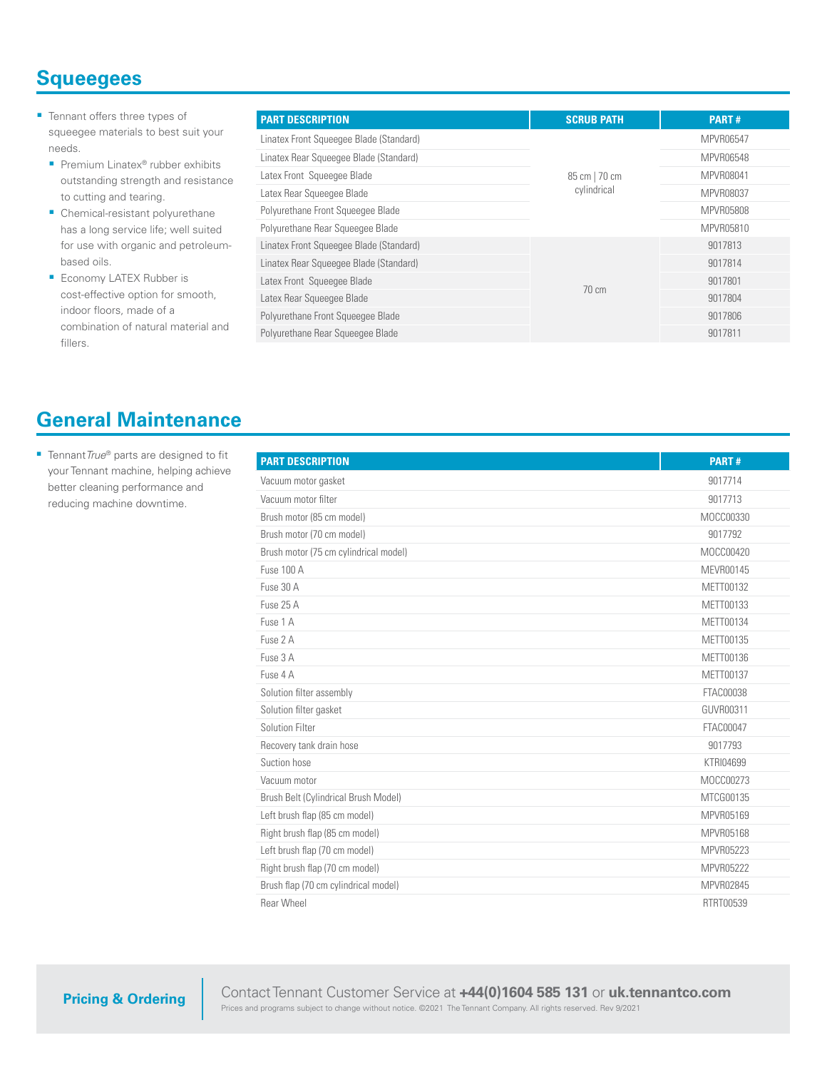## Squeegees

- Tennant offers three types of squeegee materials to best suit your needs.
  - Premium Linatex® rubber exhibits outstanding strength and resistance to cutting and tearing.
  - Chemical-resistant polyurethane has a long service life; well suited for use with organic and petroleum-based oils.
  - Economy LATEX Rubber is cost-effective option for smooth, indoor floors, made of a combination of natural material and fillers.

| PART DESCRIPTION | SCRUB PATH | PART # |
|---|---|---|
| Linatex Front Squeegee Blade (Standard) | 85 cm \| 70 cm cylindrical | MPVR06547 |
| Linatex Rear Squeegee Blade (Standard) | | MPVR06548 |
| Latex Front Squeegee Blade | | MPVR08041 |
| Latex Rear Squeegee Blade | | MPVR08037 |
| Polyurethane Front Squeegee Blade | | MPVR05808 |
| Polyurethane Rear Squeegee Blade | | MPVR05810 |
| Linatex Front Squeegee Blade (Standard) | 70 cm | 9017813 |
| Linatex Rear Squeegee Blade (Standard) | | 9017814 |
| Latex Front Squeegee Blade | | 9017801 |
| Latex Rear Squeegee Blade | | 9017804 |
| Polyurethane Front Squeegee Blade | | 9017806 |
| Polyurethane Rear Squeegee Blade | | 9017811 |

## General Maintenance

- Tennant *True*® parts are designed to fit your Tennant machine, helping achieve better cleaning performance and reducing machine downtime.

| PART DESCRIPTION | PART # |
|---|---|
| Vacuum motor gasket | 9017714 |
| Vacuum motor filter | 9017713 |
| Brush motor (85 cm model) | MOCC00330 |
| Brush motor (70 cm model) | 9017792 |
| Brush motor (75 cm cylindrical model) | MOCC00420 |
| Fuse 100 A | MEVR00145 |
| Fuse 30 A | METT00132 |
| Fuse 25 A | METT00133 |
| Fuse 1 A | METT00134 |
| Fuse 2 A | METT00135 |
| Fuse 3 A | METT00136 |
| Fuse 4 A | METT00137 |
| Solution filter assembly | FTAC00038 |
| Solution filter gasket | GUVR00311 |
| Solution Filter | FTAC00047 |
| Recovery tank drain hose | 9017793 |
| Suction hose | KTRI04699 |
| Vacuum motor | MOCC00273 |
| Brush Belt (Cylindrical Brush Model) | MTCG00135 |
| Left brush flap (85 cm model) | MPVR05169 |
| Right brush flap (85 cm model) | MPVR05168 |
| Left brush flap (70 cm model) | MPVR05223 |
| Right brush flap (70 cm model) | MPVR05222 |
| Brush flap (70 cm cylindrical model) | MPVR02845 |
| Rear Wheel | RTRT00539 |

**Pricing & Ordering**

Contact Tennant Customer Service at **+44(0)1604 585 131** or **uk.tennantco.com**

Prices and programs subject to change without notice. ©2021 The Tennant Company. All rights reserved. Rev 9/2021